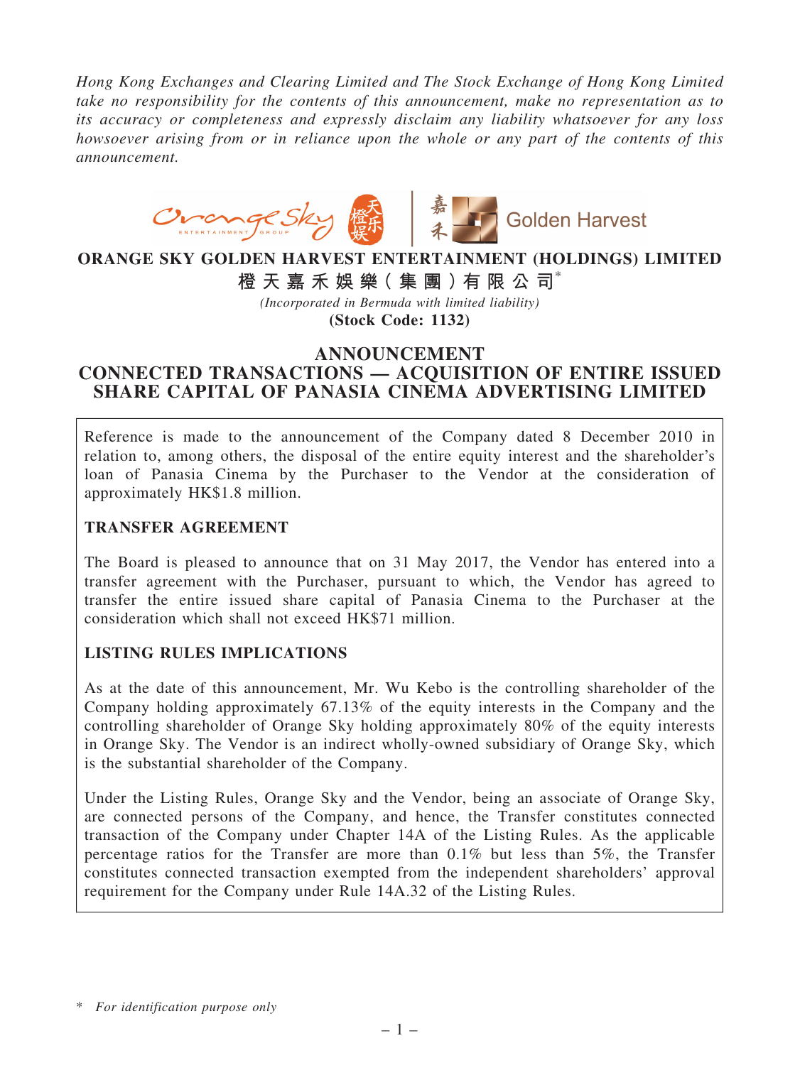*Hong Kong Exchanges and Clearing Limited and The Stock Exchange of Hong Kong Limited take no responsibility for the contents of this announcement, make no representation as to its accuracy or completeness and expressly disclaim any liability whatsoever for any loss howsoever arising from or in reliance upon the whole or any part of the contents of this announcement.*

# ORANGE SKY GOLDEN HARVEST ENTERTAINMENT (HOLDINGS) LIMITED
# 橙天嘉禾娛樂(集團)有限公司*

*(Incorporated in Bermuda with limited liability)*

**(Stock Code: 1132)**

## ANNOUNCEMENT
## CONNECTED TRANSACTIONS — ACQUISITION OF ENTIRE ISSUED SHARE CAPITAL OF PANASIA CINEMA ADVERTISING LIMITED

Reference is made to the announcement of the Company dated 8 December 2010 in relation to, among others, the disposal of the entire equity interest and the shareholder's loan of Panasia Cinema by the Purchaser to the Vendor at the consideration of approximately HK$1.8 million.

**TRANSFER AGREEMENT**

The Board is pleased to announce that on 31 May 2017, the Vendor has entered into a transfer agreement with the Purchaser, pursuant to which, the Vendor has agreed to transfer the entire issued share capital of Panasia Cinema to the Purchaser at the consideration which shall not exceed HK$71 million.

**LISTING RULES IMPLICATIONS**

As at the date of this announcement, Mr. Wu Kebo is the controlling shareholder of the Company holding approximately 67.13% of the equity interests in the Company and the controlling shareholder of Orange Sky holding approximately 80% of the equity interests in Orange Sky. The Vendor is an indirect wholly-owned subsidiary of Orange Sky, which is the substantial shareholder of the Company.

Under the Listing Rules, Orange Sky and the Vendor, being an associate of Orange Sky, are connected persons of the Company, and hence, the Transfer constitutes connected transaction of the Company under Chapter 14A of the Listing Rules. As the applicable percentage ratios for the Transfer are more than 0.1% but less than 5%, the Transfer constitutes connected transaction exempted from the independent shareholders' approval requirement for the Company under Rule 14A.32 of the Listing Rules.

\* *For identification purpose only*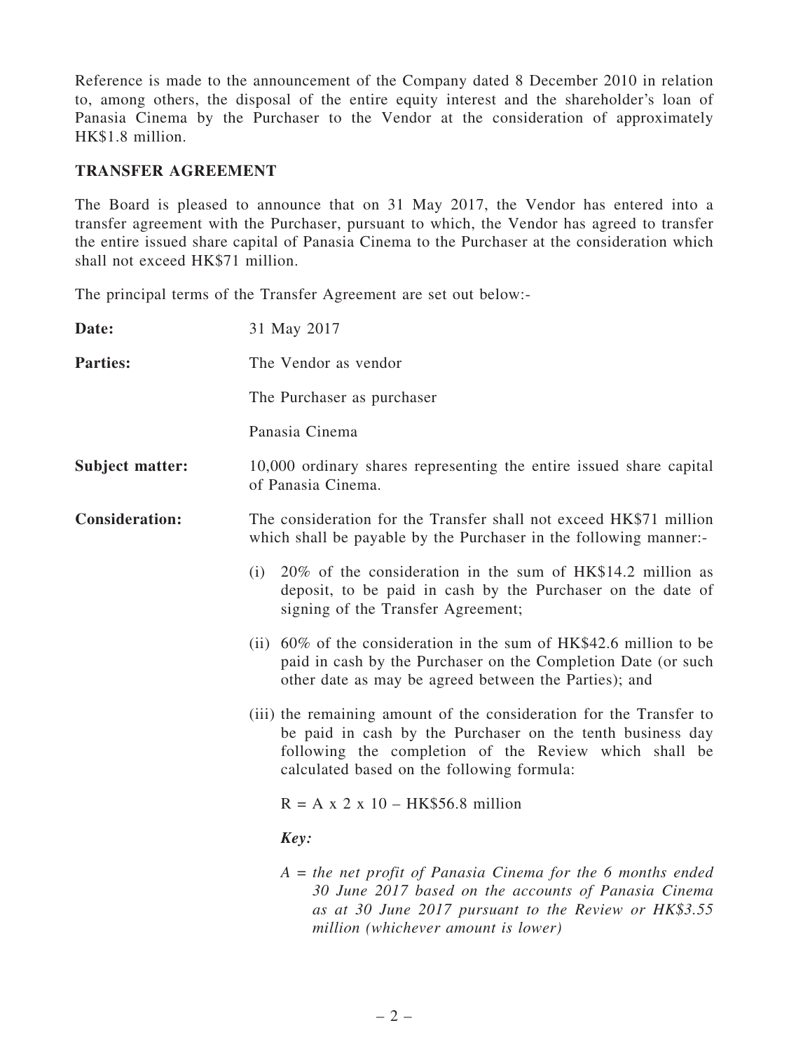Reference is made to the announcement of the Company dated 8 December 2010 in relation to, among others, the disposal of the entire equity interest and the shareholder's loan of Panasia Cinema by the Purchaser to the Vendor at the consideration of approximately HK$1.8 million.

## TRANSFER AGREEMENT

The Board is pleased to announce that on 31 May 2017, the Vendor has entered into a transfer agreement with the Purchaser, pursuant to which, the Vendor has agreed to transfer the entire issued share capital of Panasia Cinema to the Purchaser at the consideration which shall not exceed HK$71 million.

The principal terms of the Transfer Agreement are set out below:-

**Date:** 31 May 2017

**Parties:** The Vendor as vendor

The Purchaser as purchaser

Panasia Cinema

**Subject matter:** 10,000 ordinary shares representing the entire issued share capital of Panasia Cinema.

**Consideration:** The consideration for the Transfer shall not exceed HK$71 million which shall be payable by the Purchaser in the following manner:-

(i) 20% of the consideration in the sum of HK$14.2 million as deposit, to be paid in cash by the Purchaser on the date of signing of the Transfer Agreement;

(ii) 60% of the consideration in the sum of HK$42.6 million to be paid in cash by the Purchaser on the Completion Date (or such other date as may be agreed between the Parties); and

(iii) the remaining amount of the consideration for the Transfer to be paid in cash by the Purchaser on the tenth business day following the completion of the Review which shall be calculated based on the following formula:

R = A x 2 x 10 – HK$56.8 million

***Key:***

*A = the net profit of Panasia Cinema for the 6 months ended 30 June 2017 based on the accounts of Panasia Cinema as at 30 June 2017 pursuant to the Review or HK$3.55 million (whichever amount is lower)*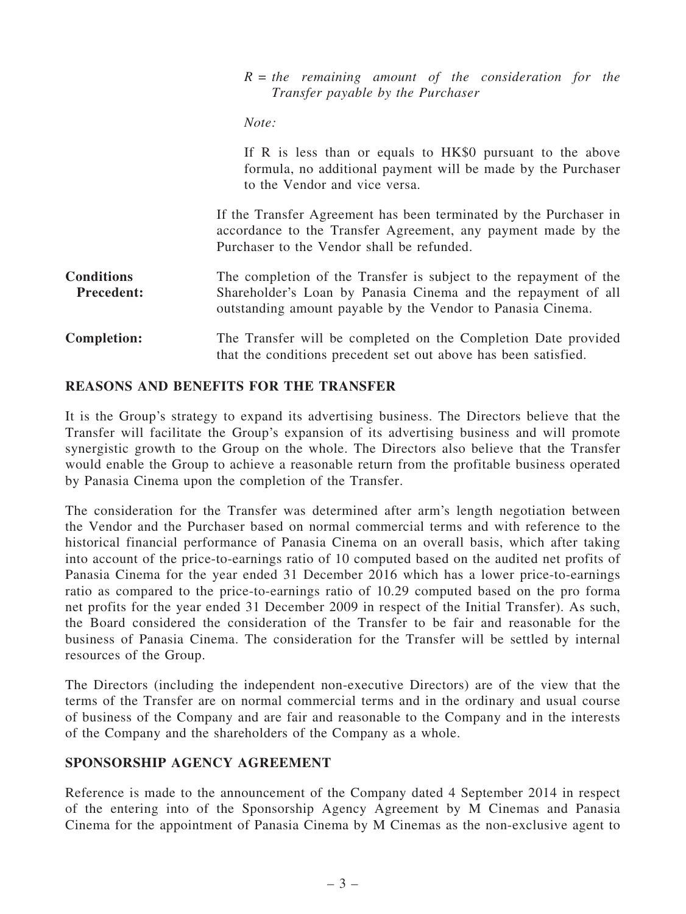$R$ = *the remaining amount of the consideration for the Transfer payable by the Purchaser*

*Note:*

If R is less than or equals to HK$0 pursuant to the above formula, no additional payment will be made by the Purchaser to the Vendor and vice versa.

If the Transfer Agreement has been terminated by the Purchaser in accordance to the Transfer Agreement, any payment made by the Purchaser to the Vendor shall be refunded.

**Conditions Precedent:** The completion of the Transfer is subject to the repayment of the Shareholder's Loan by Panasia Cinema and the repayment of all outstanding amount payable by the Vendor to Panasia Cinema.

**Completion:** The Transfer will be completed on the Completion Date provided that the conditions precedent set out above has been satisfied.

## REASONS AND BENEFITS FOR THE TRANSFER

It is the Group's strategy to expand its advertising business. The Directors believe that the Transfer will facilitate the Group's expansion of its advertising business and will promote synergistic growth to the Group on the whole. The Directors also believe that the Transfer would enable the Group to achieve a reasonable return from the profitable business operated by Panasia Cinema upon the completion of the Transfer.

The consideration for the Transfer was determined after arm's length negotiation between the Vendor and the Purchaser based on normal commercial terms and with reference to the historical financial performance of Panasia Cinema on an overall basis, which after taking into account of the price-to-earnings ratio of 10 computed based on the audited net profits of Panasia Cinema for the year ended 31 December 2016 which has a lower price-to-earnings ratio as compared to the price-to-earnings ratio of 10.29 computed based on the pro forma net profits for the year ended 31 December 2009 in respect of the Initial Transfer). As such, the Board considered the consideration of the Transfer to be fair and reasonable for the business of Panasia Cinema. The consideration for the Transfer will be settled by internal resources of the Group.

The Directors (including the independent non-executive Directors) are of the view that the terms of the Transfer are on normal commercial terms and in the ordinary and usual course of business of the Company and are fair and reasonable to the Company and in the interests of the Company and the shareholders of the Company as a whole.

## SPONSORSHIP AGENCY AGREEMENT

Reference is made to the announcement of the Company dated 4 September 2014 in respect of the entering into of the Sponsorship Agency Agreement by M Cinemas and Panasia Cinema for the appointment of Panasia Cinema by M Cinemas as the non-exclusive agent to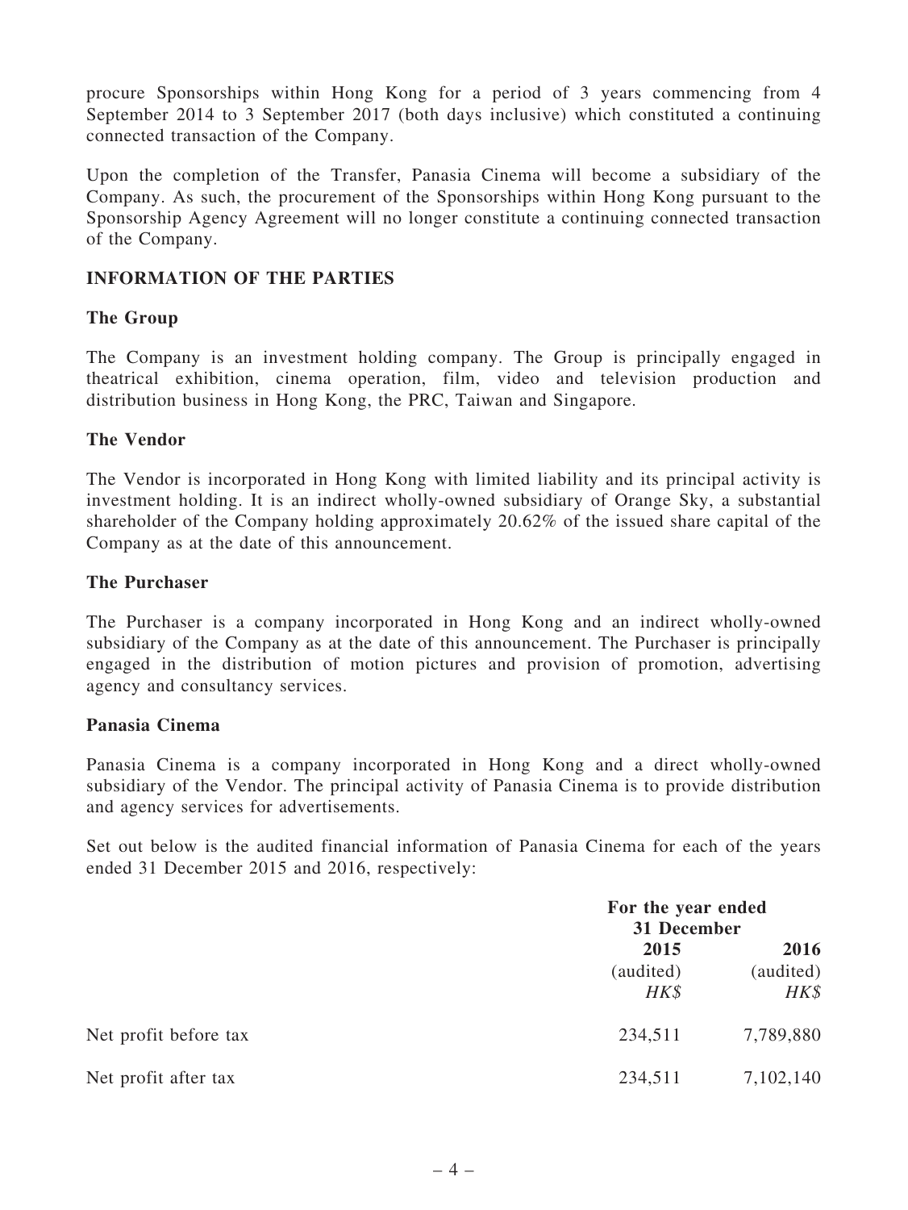procure Sponsorships within Hong Kong for a period of 3 years commencing from 4 September 2014 to 3 September 2017 (both days inclusive) which constituted a continuing connected transaction of the Company.

Upon the completion of the Transfer, Panasia Cinema will become a subsidiary of the Company. As such, the procurement of the Sponsorships within Hong Kong pursuant to the Sponsorship Agency Agreement will no longer constitute a continuing connected transaction of the Company.

## INFORMATION OF THE PARTIES

### The Group

The Company is an investment holding company. The Group is principally engaged in theatrical exhibition, cinema operation, film, video and television production and distribution business in Hong Kong, the PRC, Taiwan and Singapore.

### The Vendor

The Vendor is incorporated in Hong Kong with limited liability and its principal activity is investment holding. It is an indirect wholly-owned subsidiary of Orange Sky, a substantial shareholder of the Company holding approximately 20.62% of the issued share capital of the Company as at the date of this announcement.

### The Purchaser

The Purchaser is a company incorporated in Hong Kong and an indirect wholly-owned subsidiary of the Company as at the date of this announcement. The Purchaser is principally engaged in the distribution of motion pictures and provision of promotion, advertising agency and consultancy services.

### Panasia Cinema

Panasia Cinema is a company incorporated in Hong Kong and a direct wholly-owned subsidiary of the Vendor. The principal activity of Panasia Cinema is to provide distribution and agency services for advertisements.

Set out below is the audited financial information of Panasia Cinema for each of the years ended 31 December 2015 and 2016, respectively:

| | For the year ended 31 December | |
|---|---|---|
| | **2015** | **2016** |
| | (audited) | (audited) |
| | *HK$* | *HK$* |
| Net profit before tax | 234,511 | 7,789,880 |
| Net profit after tax | 234,511 | 7,102,140 |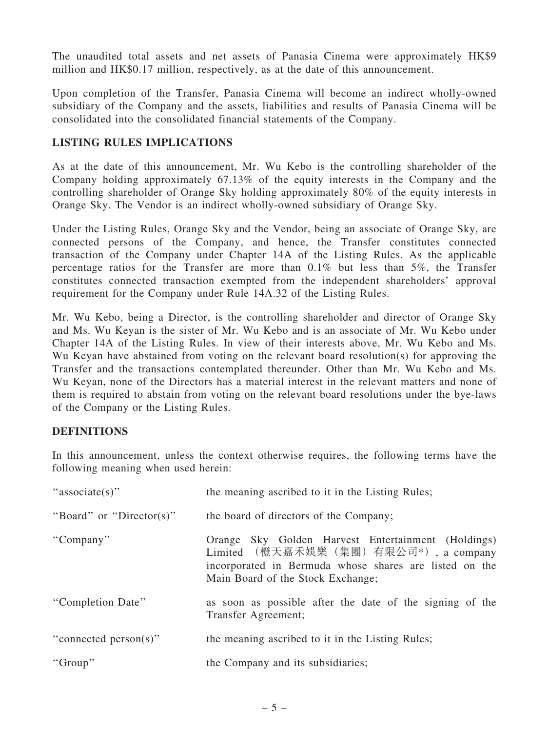The unaudited total assets and net assets of Panasia Cinema were approximately HK$9 million and HK$0.17 million, respectively, as at the date of this announcement.

Upon completion of the Transfer, Panasia Cinema will become an indirect wholly-owned subsidiary of the Company and the assets, liabilities and results of Panasia Cinema will be consolidated into the consolidated financial statements of the Company.

## LISTING RULES IMPLICATIONS

As at the date of this announcement, Mr. Wu Kebo is the controlling shareholder of the Company holding approximately 67.13% of the equity interests in the Company and the controlling shareholder of Orange Sky holding approximately 80% of the equity interests in Orange Sky. The Vendor is an indirect wholly-owned subsidiary of Orange Sky.

Under the Listing Rules, Orange Sky and the Vendor, being an associate of Orange Sky, are connected persons of the Company, and hence, the Transfer constitutes connected transaction of the Company under Chapter 14A of the Listing Rules. As the applicable percentage ratios for the Transfer are more than 0.1% but less than 5%, the Transfer constitutes connected transaction exempted from the independent shareholders' approval requirement for the Company under Rule 14A.32 of the Listing Rules.

Mr. Wu Kebo, being a Director, is the controlling shareholder and director of Orange Sky and Ms. Wu Keyan is the sister of Mr. Wu Kebo and is an associate of Mr. Wu Kebo under Chapter 14A of the Listing Rules. In view of their interests above, Mr. Wu Kebo and Ms. Wu Keyan have abstained from voting on the relevant board resolution(s) for approving the Transfer and the transactions contemplated thereunder. Other than Mr. Wu Kebo and Ms. Wu Keyan, none of the Directors has a material interest in the relevant matters and none of them is required to abstain from voting on the relevant board resolutions under the bye-laws of the Company or the Listing Rules.

## DEFINITIONS

In this announcement, unless the context otherwise requires, the following terms have the following meaning when used herein:

| | |
|---|---|
| "associate(s)" | the meaning ascribed to it in the Listing Rules; |
| "Board" or "Director(s)" | the board of directors of the Company; |
| "Company" | Orange Sky Golden Harvest Entertainment (Holdings) Limited（橙天嘉禾娛樂（集團）有限公司*）, a company incorporated in Bermuda whose shares are listed on the Main Board of the Stock Exchange; |
| "Completion Date" | as soon as possible after the date of the signing of the Transfer Agreement; |
| "connected person(s)" | the meaning ascribed to it in the Listing Rules; |
| "Group" | the Company and its subsidiaries; |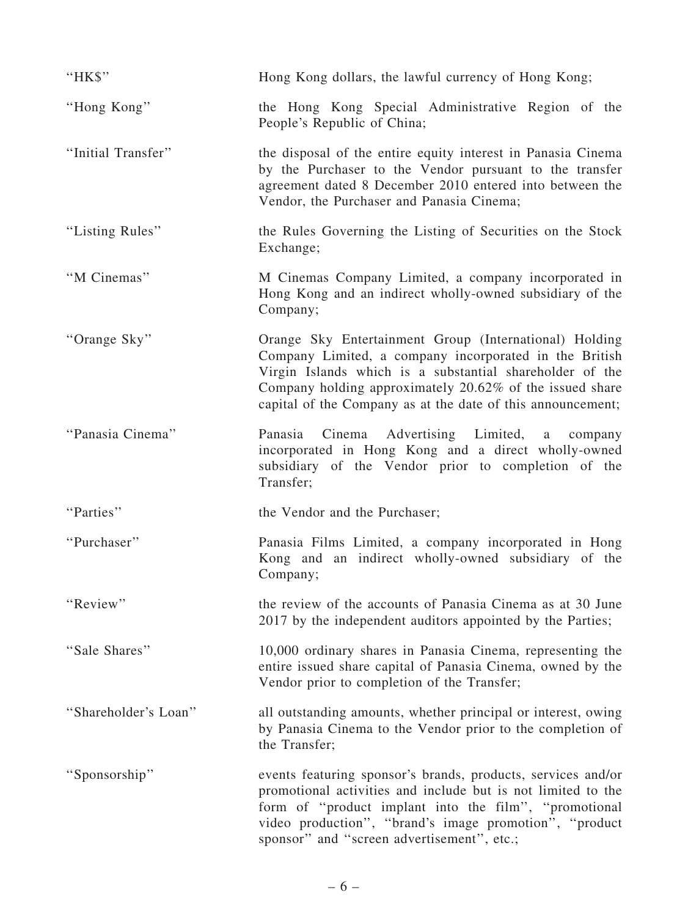| | |
|---|---|
| "HK$" | Hong Kong dollars, the lawful currency of Hong Kong; |
| "Hong Kong" | the Hong Kong Special Administrative Region of the People's Republic of China; |
| "Initial Transfer" | the disposal of the entire equity interest in Panasia Cinema by the Purchaser to the Vendor pursuant to the transfer agreement dated 8 December 2010 entered into between the Vendor, the Purchaser and Panasia Cinema; |
| "Listing Rules" | the Rules Governing the Listing of Securities on the Stock Exchange; |
| "M Cinemas" | M Cinemas Company Limited, a company incorporated in Hong Kong and an indirect wholly-owned subsidiary of the Company; |
| "Orange Sky" | Orange Sky Entertainment Group (International) Holding Company Limited, a company incorporated in the British Virgin Islands which is a substantial shareholder of the Company holding approximately 20.62% of the issued share capital of the Company as at the date of this announcement; |
| "Panasia Cinema" | Panasia Cinema Advertising Limited, a company incorporated in Hong Kong and a direct wholly-owned subsidiary of the Vendor prior to completion of the Transfer; |
| "Parties" | the Vendor and the Purchaser; |
| "Purchaser" | Panasia Films Limited, a company incorporated in Hong Kong and an indirect wholly-owned subsidiary of the Company; |
| "Review" | the review of the accounts of Panasia Cinema as at 30 June 2017 by the independent auditors appointed by the Parties; |
| "Sale Shares" | 10,000 ordinary shares in Panasia Cinema, representing the entire issued share capital of Panasia Cinema, owned by the Vendor prior to completion of the Transfer; |
| "Shareholder's Loan" | all outstanding amounts, whether principal or interest, owing by Panasia Cinema to the Vendor prior to the completion of the Transfer; |
| "Sponsorship" | events featuring sponsor's brands, products, services and/or promotional activities and include but is not limited to the form of "product implant into the film", "promotional video production", "brand's image promotion", "product sponsor" and "screen advertisement", etc.; |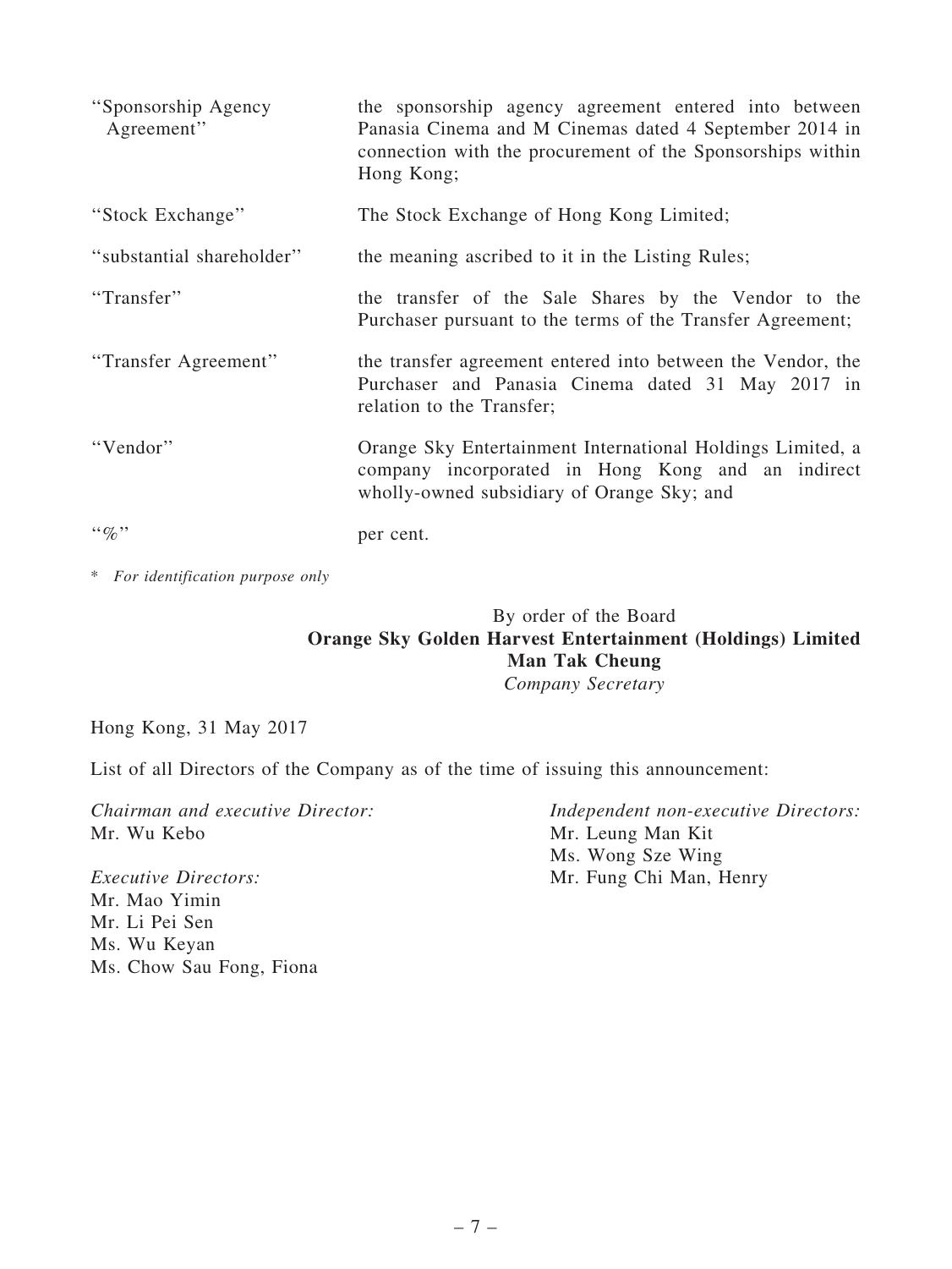| | |
|---|---|
| "Sponsorship Agency Agreement" | the sponsorship agency agreement entered into between Panasia Cinema and M Cinemas dated 4 September 2014 in connection with the procurement of the Sponsorships within Hong Kong; |
| "Stock Exchange" | The Stock Exchange of Hong Kong Limited; |
| "substantial shareholder" | the meaning ascribed to it in the Listing Rules; |
| "Transfer" | the transfer of the Sale Shares by the Vendor to the Purchaser pursuant to the terms of the Transfer Agreement; |
| "Transfer Agreement" | the transfer agreement entered into between the Vendor, the Purchaser and Panasia Cinema dated 31 May 2017 in relation to the Transfer; |
| "Vendor" | Orange Sky Entertainment International Holdings Limited, a company incorporated in Hong Kong and an indirect wholly-owned subsidiary of Orange Sky; and |
| "%" | per cent. |

\* *For identification purpose only*

By order of the Board
**Orange Sky Golden Harvest Entertainment (Holdings) Limited**
**Man Tak Cheung**
*Company Secretary*

Hong Kong, 31 May 2017

List of all Directors of the Company as of the time of issuing this announcement:

*Chairman and executive Director:*
Mr. Wu Kebo

*Executive Directors:*
Mr. Mao Yimin
Mr. Li Pei Sen
Ms. Wu Keyan
Ms. Chow Sau Fong, Fiona

*Independent non-executive Directors:*
Mr. Leung Man Kit
Ms. Wong Sze Wing
Mr. Fung Chi Man, Henry